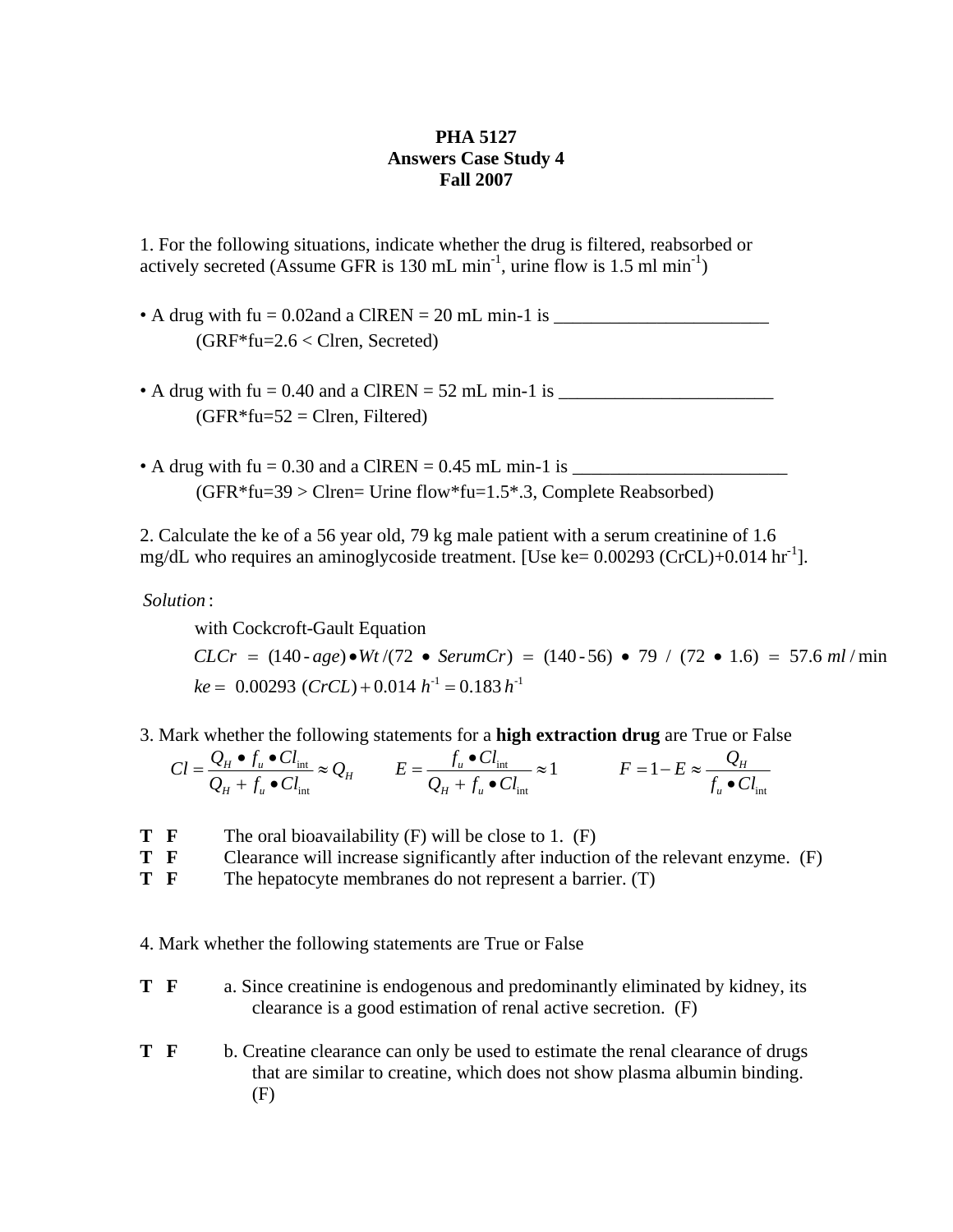**PHA 5127**
**Answers Case Study 4**
**Fall 2007**

1. For the following situations, indicate whether the drug is filtered, reabsorbed or actively secreted (Assume GFR is 130 mL $min^{-1}$, urine flow is 1.5 ml $min^{-1}$)

• A drug with fu = 0.02and a ClREN = 20 mL min-1 is ________________________
  (GRF*fu=2.6 < Clren, Secreted)

• A drug with fu = 0.40 and a ClREN = 52 mL min-1 is ________________________
  (GFR*fu=52 = Clren, Filtered)

• A drug with fu = 0.30 and a ClREN = 0.45 mL min-1 is ________________________
  (GFR*fu=39 > Clren= Urine flow*fu=1.5*.3, Complete Reabsorbed)

2. Calculate the ke of a 56 year old, 79 kg male patient with a serum creatinine of 1.6 mg/dL who requires an aminoglycoside treatment. [Use ke= 0.00293 (CrCL)+0.014 $hr^{-1}$].

*Solution*:

with Cockcroft-Gault Equation

$$CLCr = (140 - age) \bullet Wt / (72 \bullet SerumCr) = (140 - 56) \bullet 79 / (72 \bullet 1.6) = 57.6 \ ml/\min$$

$$ke = 0.00293 \ (CrCL) + 0.014 \ h^{-1} = 0.183 \ h^{-1}$$

3. Mark whether the following statements for a **high extraction drug** are True or False

$$Cl = \frac{Q_H \bullet f_u \bullet Cl_{int}}{Q_H + f_u \bullet Cl_{int}} \approx Q_H \qquad E = \frac{f_u \bullet Cl_{int}}{Q_H + f_u \bullet Cl_{int}} \approx 1 \qquad F = 1 - E \approx \frac{Q_H}{f_u \bullet Cl_{int}}$$

**T F** The oral bioavailability (F) will be close to 1. (F)

**T F** Clearance will increase significantly after induction of the relevant enzyme. (F)

**T F** The hepatocyte membranes do not represent a barrier. (T)

4. Mark whether the following statements are True or False

**T F** a. Since creatinine is endogenous and predominantly eliminated by kidney, its clearance is a good estimation of renal active secretion. (F)

**T F** b. Creatine clearance can only be used to estimate the renal clearance of drugs that are similar to creatine, which does not show plasma albumin binding. (F)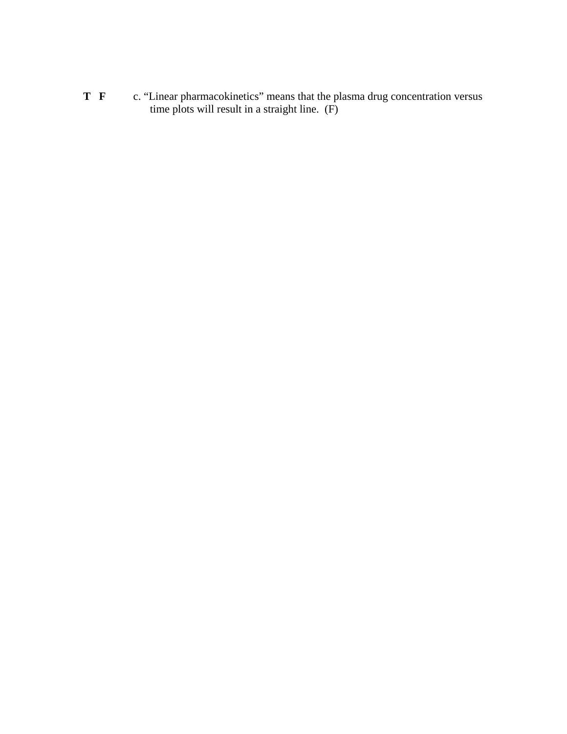**T F** c. “Linear pharmacokinetics” means that the plasma drug concentration versus time plots will result in a straight line. (F)